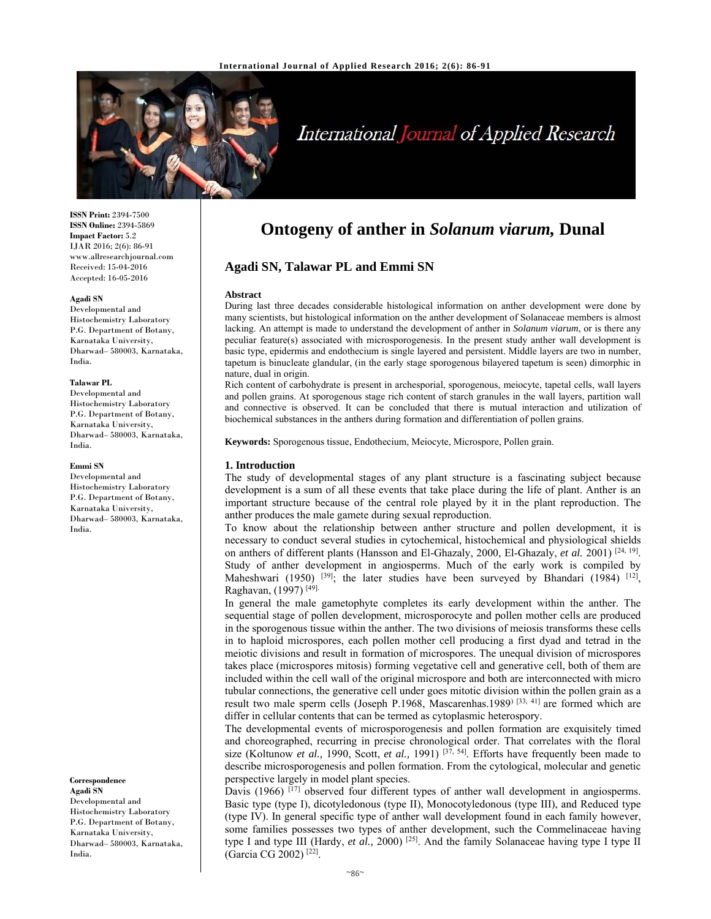# Ontogeny of anther in *Solanum viarum,* Dunal

**Agadi SN, Talawar PL and Emmi SN**

**ISSN Print:** 2394-7500
**ISSN Online:** 2394-5869
**Impact Factor:** 5.2
IJAR 2016; 2(6): 86-91
www.allresearchjournal.com
Received: 15-04-2016
Accepted: 16-05-2016

**Agadi SN**
Developmental and Histochemistry Laboratory P.G. Department of Botany, Karnataka University, Dharwad– 580003, Karnataka, India.

**Talawar PL**
Developmental and Histochemistry Laboratory P.G. Department of Botany, Karnataka University, Dharwad– 580003, Karnataka, India.

**Emmi SN**
Developmental and Histochemistry Laboratory P.G. Department of Botany, Karnataka University, Dharwad– 580003, Karnataka, India.

**Correspondence**
**Agadi SN**
Developmental and Histochemistry Laboratory P.G. Department of Botany, Karnataka University, Dharwad– 580003, Karnataka, India.

**Abstract**

During last three decades considerable histological information on anther development were done by many scientists, but histological information on the anther development of Solanaceae members is almost lacking. An attempt is made to understand the development of anther in *Solanum viarum*, or is there any peculiar feature(s) associated with microsporogenesis. In the present study anther wall development is basic type, epidermis and endothecium is single layered and persistent. Middle layers are two in number, tapetum is binucleate glandular, (in the early stage sporogenous bilayered tapetum is seen) dimorphic in nature, dual in origin.

Rich content of carbohydrate is present in archesporial, sporogenous, meiocyte, tapetal cells, wall layers and pollen grains. At sporogenous stage rich content of starch granules in the wall layers, partition wall and connective is observed. It can be concluded that there is mutual interaction and utilization of biochemical substances in the anthers during formation and differentiation of pollen grains.

**Keywords:** Sporogenous tissue, Endothecium, Meiocyte, Microspore, Pollen grain.

## 1. Introduction

The study of developmental stages of any plant structure is a fascinating subject because development is a sum of all these events that take place during the life of plant. Anther is an important structure because of the central role played by it in the plant reproduction. The anther produces the male gamete during sexual reproduction.

To know about the relationship between anther structure and pollen development, it is necessary to conduct several studies in cytochemical, histochemical and physiological shields on anthers of different plants (Hansson and El-Ghazaly, 2000, El-Ghazaly, *et al.* 2001) [24, 19]. Study of anther development in angiosperms. Much of the early work is compiled by Maheshwari (1950) [39]; the later studies have been surveyed by Bhandari (1984) [12], Raghavan, (1997) [49].

In general the male gametophyte completes its early development within the anther. The sequential stage of pollen development, microsporocyte and pollen mother cells are produced in the sporogenous tissue within the anther. The two divisions of meiosis transforms these cells in to haploid microspores, each pollen mother cell producing a first dyad and tetrad in the meiotic divisions and result in formation of microspores. The unequal division of microspores takes place (microspores mitosis) forming vegetative cell and generative cell, both of them are included within the cell wall of the original microspore and both are interconnected with micro tubular connections, the generative cell under goes mitotic division within the pollen grain as a result two male sperm cells (Joseph P.1968, Mascarenhas.1989) [33, 41] are formed which are differ in cellular contents that can be termed as cytoplasmic heterospory.

The developmental events of microsporogenesis and pollen formation are exquisitely timed and choreographed, recurring in precise chronological order. That correlates with the floral size (Koltunow *et al.,* 1990, Scott, *et al.,* 1991) [37, 54]. Efforts have frequently been made to describe microsporogenesis and pollen formation. From the cytological, molecular and genetic perspective largely in model plant species.

Davis (1966) [17] observed four different types of anther wall development in angiosperms. Basic type (type I), dicotyledonous (type II), Monocotyledonous (type III), and Reduced type (type IV). In general specific type of anther wall development found in each family however, some families possesses two types of anther development, such the Commelinaceae having type I and type III (Hardy, *et al.,* 2000) [25]. And the family Solanaceae having type I type II (Garcia CG 2002) [22].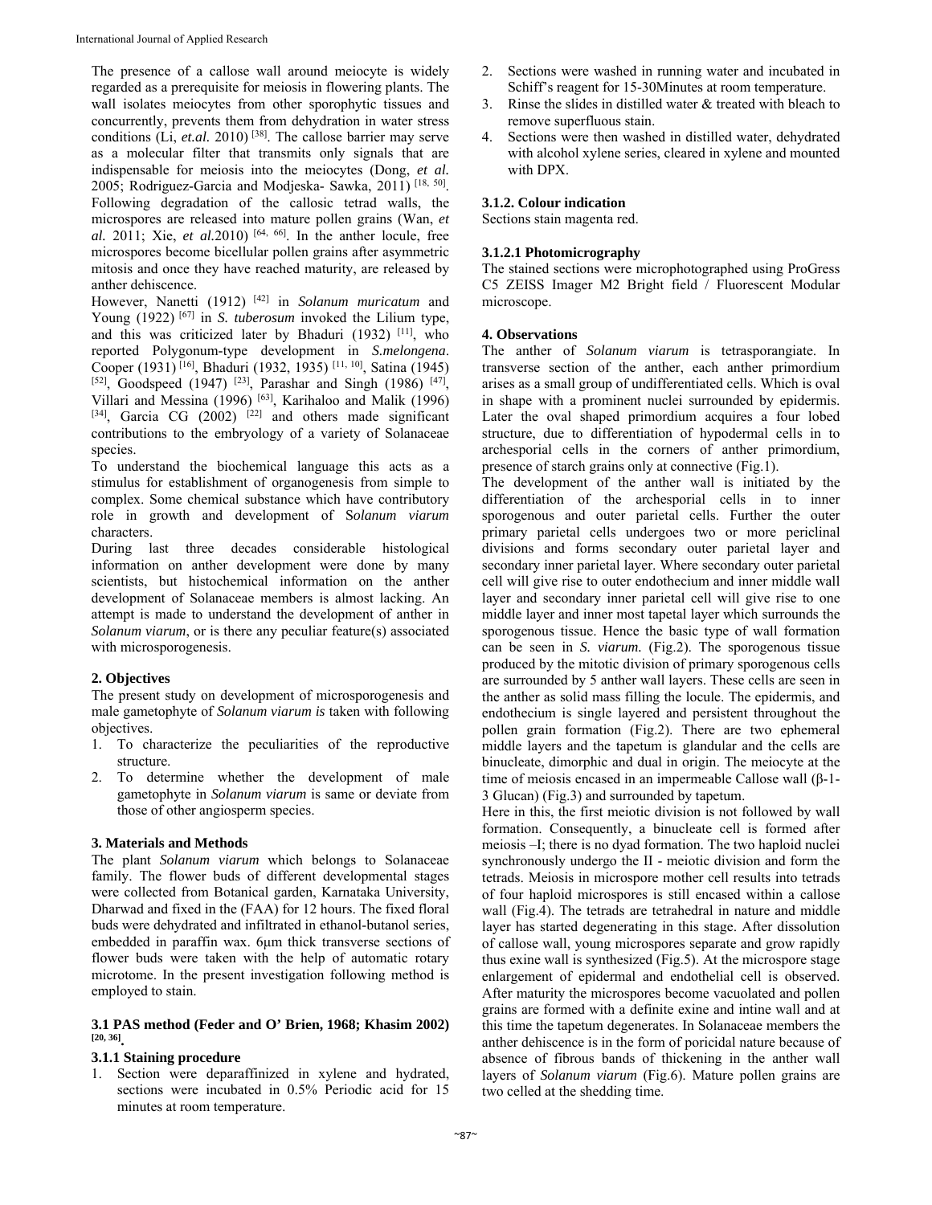The presence of a callose wall around meiocyte is widely regarded as a prerequisite for meiosis in flowering plants. The wall isolates meiocytes from other sporophytic tissues and concurrently, prevents them from dehydration in water stress conditions (Li, *et.al.* 2010) [38]. The callose barrier may serve as a molecular filter that transmits only signals that are indispensable for meiosis into the meiocytes (Dong, *et al.* 2005; Rodriguez-Garcia and Modjeska- Sawka, 2011) [18, 50]. Following degradation of the callosic tetrad walls, the microspores are released into mature pollen grains (Wan, *et al.* 2011; Xie, *et al.*2010) [64, 66]. In the anther locule, free microspores become bicellular pollen grains after asymmetric mitosis and once they have reached maturity, are released by anther dehiscence.

However, Nanetti (1912) [42] in *Solanum muricatum* and Young (1922) [67] in *S. tuberosum* invoked the Lilium type, and this was criticized later by Bhaduri (1932) [11], who reported Polygonum-type development in *S.melongena*. Cooper (1931) [16], Bhaduri (1932, 1935) [11, 10], Satina (1945) [52], Goodspeed (1947) [23], Parashar and Singh (1986) [47], Villari and Messina (1996) [63], Karihaloo and Malik (1996) [34], Garcia CG (2002) [22] and others made significant contributions to the embryology of a variety of Solanaceae species.

To understand the biochemical language this acts as a stimulus for establishment of organogenesis from simple to complex. Some chemical substance which have contributory role in growth and development of S*olanum viarum* characters.

During last three decades considerable histological information on anther development were done by many scientists, but histochemical information on the anther development of Solanaceae members is almost lacking. An attempt is made to understand the development of anther in *Solanum viarum*, or is there any peculiar feature(s) associated with microsporogenesis.

## 2. Objectives

The present study on development of microsporogenesis and male gametophyte of *Solanum viarum is* taken with following objectives.

1. To characterize the peculiarities of the reproductive structure.
2. To determine whether the development of male gametophyte in *Solanum viarum* is same or deviate from those of other angiosperm species.

## 3. Materials and Methods

The plant *Solanum viarum* which belongs to Solanaceae family. The flower buds of different developmental stages were collected from Botanical garden, Karnataka University, Dharwad and fixed in the (FAA) for 12 hours. The fixed floral buds were dehydrated and infiltrated in ethanol-butanol series, embedded in paraffin wax. 6μm thick transverse sections of flower buds were taken with the help of automatic rotary microtome. In the present investigation following method is employed to stain.

### 3.1 PAS method (Feder and O' Brien, 1968; Khasim 2002) [20, 36].

### 3.1.1 Staining procedure

1. Section were deparaffinized in xylene and hydrated, sections were incubated in 0.5% Periodic acid for 15 minutes at room temperature.
2. Sections were washed in running water and incubated in Schiff's reagent for 15-30Minutes at room temperature.
3. Rinse the slides in distilled water & treated with bleach to remove superfluous stain.
4. Sections were then washed in distilled water, dehydrated with alcohol xylene series, cleared in xylene and mounted with DPX.

### 3.1.2. Colour indication

Sections stain magenta red.

#### 3.1.2.1 Photomicrography

The stained sections were microphotographed using ProGress C5 ZEISS Imager M2 Bright field / Fluorescent Modular microscope.

## 4. Observations

The anther of *Solanum viarum* is tetrasporangiate. In transverse section of the anther, each anther primordium arises as a small group of undifferentiated cells. Which is oval in shape with a prominent nuclei surrounded by epidermis. Later the oval shaped primordium acquires a four lobed structure, due to differentiation of hypodermal cells in to archesporial cells in the corners of anther primordium, presence of starch grains only at connective (Fig.1).

The development of the anther wall is initiated by the differentiation of the archesporial cells in to inner sporogenous and outer parietal cells. Further the outer primary parietal cells undergoes two or more periclinal divisions and forms secondary outer parietal layer and secondary inner parietal layer. Where secondary outer parietal cell will give rise to outer endothecium and inner middle wall layer and secondary inner parietal cell will give rise to one middle layer and inner most tapetal layer which surrounds the sporogenous tissue. Hence the basic type of wall formation can be seen in *S. viarum.* (Fig.2). The sporogenous tissue produced by the mitotic division of primary sporogenous cells are surrounded by 5 anther wall layers. These cells are seen in the anther as solid mass filling the locule. The epidermis, and endothecium is single layered and persistent throughout the pollen grain formation (Fig.2). There are two ephemeral middle layers and the tapetum is glandular and the cells are binucleate, dimorphic and dual in origin. The meiocyte at the time of meiosis encased in an impermeable Callose wall (β-1-3 Glucan) (Fig.3) and surrounded by tapetum.

Here in this, the first meiotic division is not followed by wall formation. Consequently, a binucleate cell is formed after meiosis –I; there is no dyad formation. The two haploid nuclei synchronously undergo the II - meiotic division and form the tetrads. Meiosis in microspore mother cell results into tetrads of four haploid microspores is still encased within a callose wall (Fig.4). The tetrads are tetrahedral in nature and middle layer has started degenerating in this stage. After dissolution of callose wall, young microspores separate and grow rapidly thus exine wall is synthesized (Fig.5). At the microspore stage enlargement of epidermal and endothelial cell is observed. After maturity the microspores become vacuolated and pollen grains are formed with a definite exine and intine wall and at this time the tapetum degenerates. In Solanaceae members the anther dehiscence is in the form of poricidal nature because of absence of fibrous bands of thickening in the anther wall layers of *Solanum viarum* (Fig.6). Mature pollen grains are two celled at the shedding time.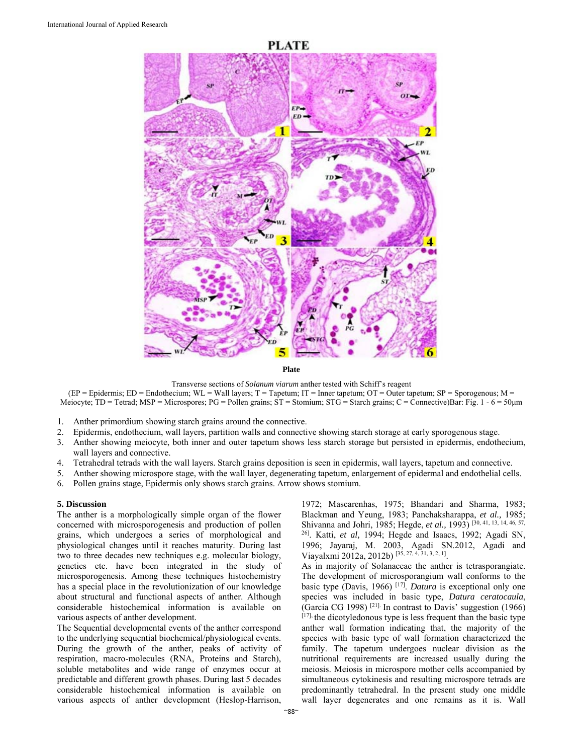**PLATE**

**Plate**

Transverse sections of *Solanum viarum* anther tested with Schiff's reagent

(EP = Epidermis; ED = Endothecium; WL = Wall layers; T = Tapetum; IT = Inner tapetum; OT = Outer tapetum; SP = Sporogenous; M = Meiocyte; TD = Tetrad; MSP = Microspores; PG = Pollen grains; ST = Stomium; STG = Starch grains; C = Connective)Bar: Fig. 1 - 6 = 50μm

1. Anther primordium showing starch grains around the connective.
2. Epidermis, endothecium, wall layers, partition walls and connective showing starch storage at early sporogenous stage.
3. Anther showing meiocyte, both inner and outer tapetum shows less starch storage but persisted in epidermis, endothecium, wall layers and connective.
4. Tetrahedral tetrads with the wall layers. Starch grains deposition is seen in epidermis, wall layers, tapetum and connective.
5. Anther showing microspore stage, with the wall layer, degenerating tapetum, enlargement of epidermal and endothelial cells.
6. Pollen grains stage, Epidermis only shows starch grains. Arrow shows stomium.

## 5. Discussion

The anther is a morphologically simple organ of the flower concerned with microsporogenesis and production of pollen grains, which undergoes a series of morphological and physiological changes until it reaches maturity. During last two to three decades new techniques e.g. molecular biology, genetics etc. have been integrated in the study of microsporogenesis. Among these techniques histochemistry has a special place in the revolutionization of our knowledge about structural and functional aspects of anther. Although considerable histochemical information is available on various aspects of anther development.

The Sequential developmental events of the anther correspond to the underlying sequential biochemical/physiological events. During the growth of the anther, peaks of activity of respiration, macro-molecules (RNA, Proteins and Starch), soluble metabolites and wide range of enzymes occur at predictable and different growth phases. During last 5 decades considerable histochemical information is available on various aspects of anther development (Heslop-Harrison, 1972; Mascarenhas, 1975; Bhandari and Sharma, 1983; Blackman and Yeung, 1983; Panchaksharappa, *et al.,* 1985; Shivanna and Johri, 1985; Hegde, *et al.,* 1993) [30, 41, 13, 14, 46, 57, 26]. Katti, *et al,* 1994; Hegde and Isaacs, 1992; Agadi SN, 1996; Jayaraj, M. 2003, Agadi SN.2012, Agadi and Viayalxmi 2012a, 2012b) [35, 27, 4, 31, 3, 2, 1].

As in majority of Solanaceae the anther is tetrasporangiate. The development of microsporangium wall conforms to the basic type (Davis, 1966) [17]. *Datura* is exceptional only one species was included in basic type, *Datura ceratocaula*, (Garcia CG 1998) [21]. In contrast to Davis' suggestion (1966) [17], the dicotyledonous type is less frequent than the basic type anther wall formation indicating that, the majority of the species with basic type of wall formation characterized the family. The tapetum undergoes nuclear division as the nutritional requirements are increased usually during the meiosis. Meiosis in microspore mother cells accompanied by simultaneous cytokinesis and resulting microspore tetrads are predominantly tetrahedral. In the present study one middle wall layer degenerates and one remains as it is. Wall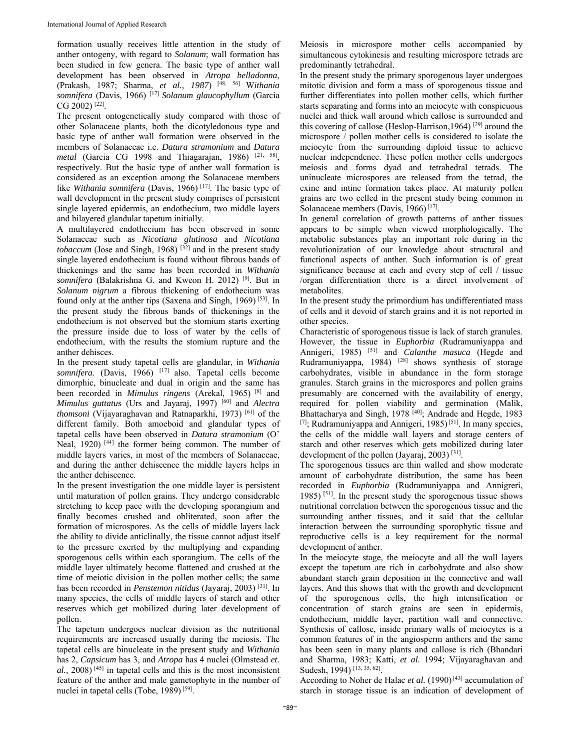formation usually receives little attention in the study of anther ontogeny, with regard to *Solanum*; wall formation has been studied in few genera. The basic type of anther wall development has been observed in *Atropa belladonna*, (Prakash, 1987; Sharma, *et al., 1987*) [48, 56] W*ithania somnifera* (Davis, 1966) [17] *Solanum glaucophyllum* (Garcia CG 2002) [22].

The present ontogenetically study compared with those of other Solanaceae plants, both the dicotyledonous type and basic type of anther wall formation were observed in the members of Solanaceae i.e. *Datura stramonium* and *Datura metal* (Garcia CG 1998 and Thiagarajan, 1986) [21, 58], respectively. But the basic type of anther wall formation is considered as an exception among the Solanaceae members like *Withania somnifera* (Davis, 1966) [17]. The basic type of wall development in the present study comprises of persistent single layered epidermis, an endothecium, two middle layers and bilayered glandular tapetum initially.

A multilayered endothecium has been observed in some Solanaceae such as *Nicotiana glutinosa* and *Nicotiana tobaccum* (Jose and Singh, 1968) [32] and in the present study single layered endothecium is found without fibrous bands of thickenings and the same has been recorded in *Withania somnifera* (Balakrishna G. and Kweon H. 2012) [9]. But in *Solanum nigrum* a fibrous thickening of endothecium was found only at the anther tips (Saxena and Singh, 1969) [53]. In the present study the fibrous bands of thickenings in the endothecium is not observed but the stomium starts exerting the pressure inside due to loss of water by the cells of endothecium, with the results the stomium rupture and the anther dehisces.

In the present study tapetal cells are glandular, in *Withania somnifera*. (Davis, 1966) [17] also. Tapetal cells become dimorphic, binucleate and dual in origin and the same has been recorded in *Mimulus ringens* (Arekal, 1965) [8] and *Mimulus guttatus* (Urs and Jayaraj, 1997) [60] and *Alectra thomsoni* (Vijayaraghavan and Ratnaparkhi, 1973) [61] of the different family. Both amoeboid and glandular types of tapetal cells have been observed in *Datura stramonium* (O' Neal, 1920) [44] the former being common. The number of middle layers varies, in most of the members of Solanaceae, and during the anther dehiscence the middle layers helps in the anther dehiscence.

In the present investigation the one middle layer is persistent until maturation of pollen grains. They undergo considerable stretching to keep pace with the developing sporangium and finally becomes crushed and obliterated, soon after the formation of microspores. As the cells of middle layers lack the ability to divide anticlinally, the tissue cannot adjust itself to the pressure exerted by the multiplying and expanding sporogenous cells within each sporangium. The cells of the middle layer ultimately become flattened and crushed at the time of meiotic division in the pollen mother cells; the same has been recorded in *Penstemon nitidus* (Jayaraj, 2003) [31]. In many species, the cells of middle layers of starch and other reserves which get mobilized during later development of pollen.

The tapetum undergoes nuclear division as the nutritional requirements are increased usually during the meiosis. The tapetal cells are binucleate in the present study and *Withania* has 2, *Capsicum* has 3, and *Atropa* has 4 nuclei (Olmstead *et. al.,* 2008) [45] in tapetal cells and this is the most inconsistent feature of the anther and male gametophyte in the number of nuclei in tapetal cells (Tobe, 1989) [59].

Meiosis in microspore mother cells accompanied by simultaneous cytokinesis and resulting microspore tetrads are predominantly tetrahedral.

In the present study the primary sporogenous layer undergoes mitotic division and form a mass of sporogenous tissue and further differentiates into pollen mother cells, which further starts separating and forms into an meiocyte with conspicuous nuclei and thick wall around which callose is surrounded and this covering of callose (Heslop-Harrison,1964) [29] around the microspore / pollen mother cells is considered to isolate the meiocyte from the surrounding diploid tissue to achieve nuclear independence. These pollen mother cells undergoes meiosis and forms dyad and tetrahedral tetrads. The uninucleate microspores are released from the tetrad, the exine and intine formation takes place. At maturity pollen grains are two celled in the present study being common in Solanaceae members (Davis, 1966) [17].

In general correlation of growth patterns of anther tissues appears to be simple when viewed morphologically. The metabolic substances play an important role during in the revolutionization of our knowledge about structural and functional aspects of anther. Such information is of great significance because at each and every step of cell / tissue /organ differentiation there is a direct involvement of metabolites.

In the present study the primordium has undifferentiated mass of cells and it devoid of starch grains and it is not reported in other species.

Characteristic of sporogenous tissue is lack of starch granules. However, the tissue in *Euphorbia* (Rudramuniyappa and Annigeri, 1985) [51] and *Calanthe masuca* (Hegde and Rudramuniyappa, 1984) [28] shows synthesis of storage carbohydrates, visible in abundance in the form storage granules. Starch grains in the microspores and pollen grains presumably are concerned with the availability of energy, required for pollen viability and germination (Malik, Bhattacharya and Singh, 1978 [40]; Andrade and Hegde, 1983 [7]; Rudramuniyappa and Annigeri, 1985) [51]. In many species, the cells of the middle wall layers and storage centers of starch and other reserves which gets mobilized during later development of the pollen (Jayaraj, 2003) [31].

The sporogenous tissues are thin walled and show moderate amount of carbohydrate distribution, the same has been recorded in *Euphorbia* (Rudramuniyappa and Annigreri, 1985) [51]. In the present study the sporogenous tissue shows nutritional correlation between the sporogenous tissue and the surrounding anther tissues, and it said that the cellular interaction between the surrounding sporophytic tissue and reproductive cells is a key requirement for the normal development of anther.

In the meiocyte stage, the meiocyte and all the wall layers except the tapetum are rich in carbohydrate and also show abundant starch grain deposition in the connective and wall layers. And this shows that with the growth and development of the sporogenous cells, the high intensification or concentration of starch grains are seen in epidermis, endothecium, middle layer, partition wall and connective. Synthesis of callose, inside primary walls of meiocytes is a common features of in the angiosperm anthers and the same has been seen in many plants and callose is rich (Bhandari and Sharma, 1983; Katti, *et al.* 1994; Vijayaraghavan and Sudesh, 1994) [13, 35, 62].

According to Noher de Halac *et al.* (1990) [43] accumulation of starch in storage tissue is an indication of development of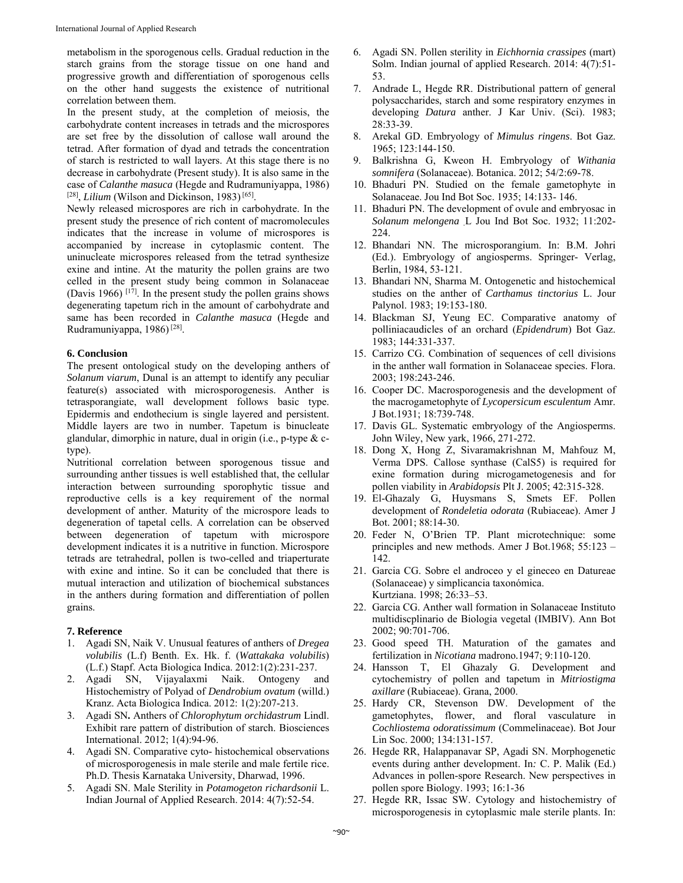metabolism in the sporogenous cells. Gradual reduction in the starch grains from the storage tissue on one hand and progressive growth and differentiation of sporogenous cells on the other hand suggests the existence of nutritional correlation between them.

In the present study, at the completion of meiosis, the carbohydrate content increases in tetrads and the microspores are set free by the dissolution of callose wall around the tetrad. After formation of dyad and tetrads the concentration of starch is restricted to wall layers. At this stage there is no decrease in carbohydrate (Present study). It is also same in the case of *Calanthe masuca* (Hegde and Rudramuniyappa, 1986) [28], *Lilium* (Wilson and Dickinson, 1983) [65].

Newly released microspores are rich in carbohydrate. In the present study the presence of rich content of macromolecules indicates that the increase in volume of microspores is accompanied by increase in cytoplasmic content. The uninucleate microspores released from the tetrad synthesize exine and intine. At the maturity the pollen grains are two celled in the present study being common in Solanaceae (Davis 1966) [17]. In the present study the pollen grains shows degenerating tapetum rich in the amount of carbohydrate and same has been recorded in *Calanthe masuca* (Hegde and Rudramuniyappa, 1986) [28].

## 6. Conclusion

The present ontological study on the developing anthers of *Solanum viarum*, Dunal is an attempt to identify any peculiar feature(s) associated with microsporogenesis. Anther is tetrasporangiate, wall development follows basic type. Epidermis and endothecium is single layered and persistent. Middle layers are two in number. Tapetum is binucleate glandular, dimorphic in nature, dual in origin (i.e., p-type & c-type).

Nutritional correlation between sporogenous tissue and surrounding anther tissues is well established that, the cellular interaction between surrounding sporophytic tissue and reproductive cells is a key requirement of the normal development of anther. Maturity of the microspore leads to degeneration of tapetal cells. A correlation can be observed between degeneration of tapetum with microspore development indicates it is a nutritive in function. Microspore tetrads are tetrahedral, pollen is two-celled and triaperturate with exine and intine. So it can be concluded that there is mutual interaction and utilization of biochemical substances in the anthers during formation and differentiation of pollen grains.

## 7. Reference

1. Agadi SN, Naik V. Unusual features of anthers of *Dregea volubilis* (L.f) Benth. Ex. Hk. f. (*Wattakaka volubilis*) (L.f.) Stapf. Acta Biologica Indica. 2012:1(2):231-237.
2. Agadi SN, Vijayalaxmi Naik. Ontogeny and Histochemistry of Polyad of *Dendrobium ovatum* (willd.) Kranz. Acta Biologica Indica. 2012: 1(2):207-213.
3. Agadi SN**.** Anthers of *Chlorophytum orchidastrum* Lindl. Exhibit rare pattern of distribution of starch. Biosciences International. 2012; 1(4):94-96.
4. Agadi SN. Comparative cyto- histochemical observations of microsporogenesis in male sterile and male fertile rice. Ph.D. Thesis Karnataka University, Dharwad, 1996.
5. Agadi SN. Male Sterility in *Potamogeton richardsonii* L. Indian Journal of Applied Research. 2014: 4(7):52-54.
6. Agadi SN. Pollen sterility in *Eichhornia crassipes* (mart) Solm. Indian journal of applied Research. 2014: 4(7):51-53.
7. Andrade L, Hegde RR. Distributional pattern of general polysaccharides, starch and some respiratory enzymes in developing *Datura* anther. J Kar Univ. (Sci). 1983; 28:33-39.
8. Arekal GD. Embryology of *Mimulus ringens*. Bot Gaz. 1965; 123:144-150.
9. Balkrishna G, Kweon H. Embryology of *Withania somnifera* (Solanaceae). Botanica. 2012; 54/2:69-78.
10. Bhaduri PN. Studied on the female gametophyte in Solanaceae. Jou Ind Bot Soc. 1935; 14:133- 146.
11. Bhaduri PN. The development of ovule and embryosac in *Solanum melongena* L Jou Ind Bot Soc. 1932; 11:202-224.
12. Bhandari NN. The microsporangium. In: B.M. Johri (Ed.). Embryology of angiosperms. Springer- Verlag, Berlin, 1984, 53-121.
13. Bhandari NN, Sharma M. Ontogenetic and histochemical studies on the anther of *Carthamus tinctorius* L. Jour Palynol. 1983; 19:153-180.
14. Blackman SJ, Yeung EC. Comparative anatomy of polliniacaudicles of an orchard (*Epidendrum*) Bot Gaz. 1983; 144:331-337.
15. Carrizo CG. Combination of sequences of cell divisions in the anther wall formation in Solanaceae species. Flora. 2003; 198:243-246.
16. Cooper DC. Macrosporogenesis and the development of the macrogametophyte of *Lycopersicum esculentum* Amr. J Bot.1931; 18:739-748.
17. Davis GL. Systematic embryology of the Angiosperms. John Wiley, New yark, 1966, 271-272.
18. Dong X, Hong Z, Sivaramakrishnan M, Mahfouz M, Verma DPS. Callose synthase (CalS5) is required for exine formation during microgametogenesis and for pollen viability in *Arabidopsis* Plt J. 2005; 42:315-328.
19. El-Ghazaly G, Huysmans S, Smets EF. Pollen development of *Rondeletia odorata* (Rubiaceae). Amer J Bot. 2001; 88:14-30.
20. Feder N, O'Brien TP. Plant microtechnique: some principles and new methods. Amer J Bot.1968; 55:123 – 142.
21. Garcia CG. Sobre el androceo y el gineceo en Datureae (Solanaceae) y simplicancia taxonómica. Kurtziana. 1998; 26:33–53.
22. Garcia CG. Anther wall formation in Solanaceae Instituto multidiscplinario de Biologia vegetal (IMBIV). Ann Bot 2002; 90:701-706.
23. Good speed TH. Maturation of the gamates and fertilization in *Nicotiana* madrono.1947; 9:110-120.
24. Hansson T, El Ghazaly G. Development and cytochemistry of pollen and tapetum in *Mitriostigma axillare* (Rubiaceae). Grana, 2000.
25. Hardy CR, Stevenson DW. Development of the gametophytes, flower, and floral vasculature in *Cochliostema odoratissimum* (Commelinaceae). Bot Jour Lin Soc. 2000; 134:131-157.
26. Hegde RR, Halappanavar SP, Agadi SN. Morphogenetic events during anther development. In*:* C. P. Malik (Ed.) Advances in pollen-spore Research. New perspectives in pollen spore Biology. 1993; 16:1-36
27. Hegde RR, Issac SW. Cytology and histochemistry of microsporogenesis in cytoplasmic male sterile plants. In: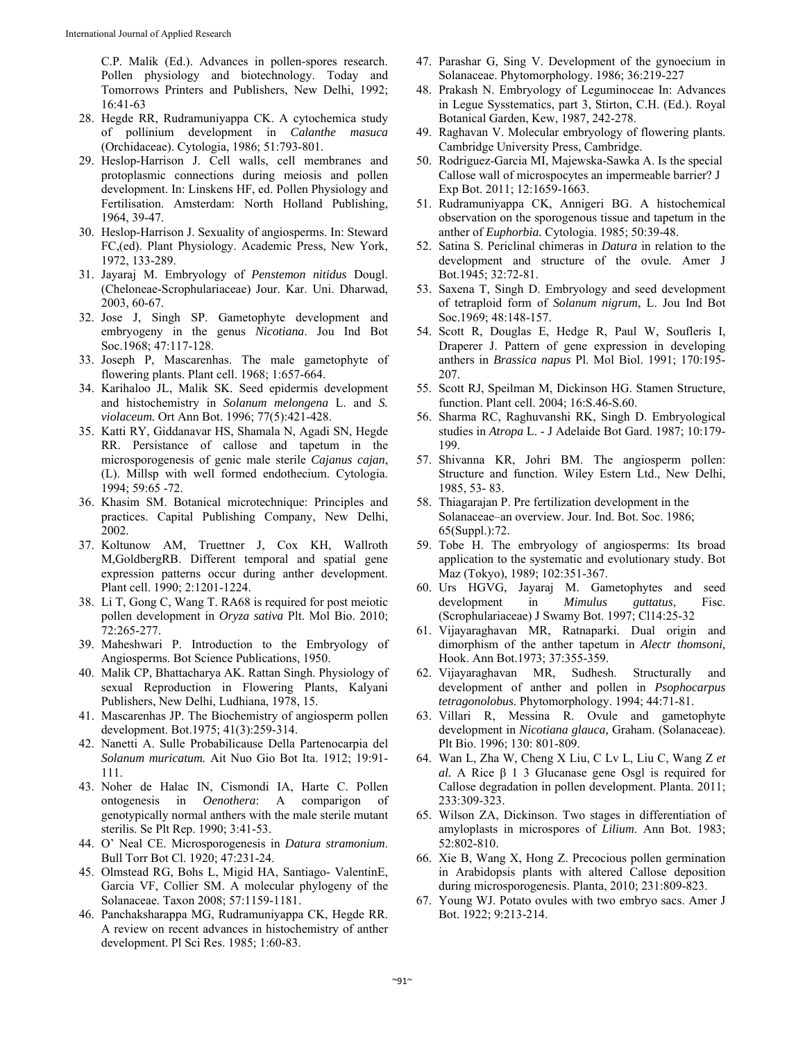C.P. Malik (Ed.). Advances in pollen-spores research. Pollen physiology and biotechnology. Today and Tomorrows Printers and Publishers, New Delhi, 1992; 16:41-63

28. Hegde RR, Rudramuniyappa CK. A cytochemica study of pollinium development in *Calanthe masuca* (Orchidaceae). Cytologia, 1986; 51:793-801.
29. Heslop-Harrison J. Cell walls, cell membranes and protoplasmic connections during meiosis and pollen development. In: Linskens HF, ed. Pollen Physiology and Fertilisation. Amsterdam: North Holland Publishing, 1964, 39-47.
30. Heslop-Harrison J. Sexuality of angiosperms. In: Steward FC,(ed). Plant Physiology. Academic Press, New York, 1972, 133-289.
31. Jayaraj M. Embryology of *Penstemon nitidus* Dougl. (Cheloneae-Scrophulariaceae) Jour. Kar. Uni. Dharwad, 2003, 60-67.
32. Jose J, Singh SP. Gametophyte development and embryogeny in the genus *Nicotiana*. Jou Ind Bot Soc.1968; 47:117-128.
33. Joseph P, Mascarenhas. The male gametophyte of flowering plants. Plant cell. 1968; 1:657-664.
34. Karihaloo JL, Malik SK. Seed epidermis development and histochemistry in *Solanum melongena* L. and *S. violaceum.* Ort Ann Bot. 1996; 77(5):421-428.
35. Katti RY, Giddanavar HS, Shamala N, Agadi SN, Hegde RR. Persistance of callose and tapetum in the microsporogenesis of genic male sterile *Cajanus cajan*, (L). Millsp with well formed endothecium. Cytologia. 1994; 59:65 -72.
36. Khasim SM. Botanical microtechnique: Principles and practices. Capital Publishing Company, New Delhi, 2002.
37. Koltunow AM, Truettner J, Cox KH, Wallroth M,GoldbergRB. Different temporal and spatial gene expression patterns occur during anther development. Plant cell. 1990; 2:1201-1224.
38. Li T, Gong C, Wang T. RA68 is required for post meiotic pollen development in *Oryza sativa* Plt. Mol Bio. 2010; 72:265-277.
39. Maheshwari P. Introduction to the Embryology of Angiosperms. Bot Science Publications, 1950.
40. Malik CP, Bhattacharya AK. Rattan Singh. Physiology of sexual Reproduction in Flowering Plants, Kalyani Publishers, New Delhi, Ludhiana, 1978, 15.
41. Mascarenhas JP. The Biochemistry of angiosperm pollen development. Bot.1975; 41(3):259-314.
42. Nanetti A. Sulle Probabilicause Della Partenocarpia del *Solanum muricatum.* Ait Nuo Gio Bot Ita. 1912; 19:91-111.
43. Noher de Halac IN, Cismondi IA, Harte C. Pollen ontogenesis in *Oenothera*: A comparigon of genotypically normal anthers with the male sterile mutant sterilis. Se Plt Rep. 1990; 3:41-53.
44. O' Neal CE. Microsporogenesis in *Datura stramonium*. Bull Torr Bot Cl. 1920; 47:231-24.
45. Olmstead RG, Bohs L, Migid HA, Santiago- ValentinE, Garcia VF, Collier SM. A molecular phylogeny of the Solanaceae. Taxon 2008; 57:1159-1181.
46. Panchaksharappa MG, Rudramuniyappa CK, Hegde RR. A review on recent advances in histochemistry of anther development. Pl Sci Res. 1985; 1:60-83.
47. Parashar G, Sing V. Development of the gynoecium in Solanaceae. Phytomorphology. 1986; 36:219-227
48. Prakash N. Embryology of Leguminoceae In: Advances in Legue Sysstematics, part 3, Stirton, C.H. (Ed.). Royal Botanical Garden, Kew, 1987, 242-278.
49. Raghavan V. Molecular embryology of flowering plants. Cambridge University Press, Cambridge.
50. Rodriguez-Garcia MI, Majewska-Sawka A. Is the special Callose wall of microspocytes an impermeable barrier? J Exp Bot. 2011; 12:1659-1663.
51. Rudramuniyappa CK, Annigeri BG. A histochemical observation on the sporogenous tissue and tapetum in the anther of *Euphorbia.* Cytologia. 1985; 50:39-48.
52. Satina S. Periclinal chimeras in *Datura* in relation to the development and structure of the ovule. Amer J Bot.1945; 32:72-81.
53. Saxena T, Singh D. Embryology and seed development of tetraploid form of *Solanum nigrum*, L. Jou Ind Bot Soc.1969; 48:148-157.
54. Scott R, Douglas E, Hedge R, Paul W, Soufleris I, Draperer J. Pattern of gene expression in developing anthers in *Brassica napus* Pl. Mol Biol. 1991; 170:195-207.
55. Scott RJ, Speilman M, Dickinson HG. Stamen Structure, function. Plant cell. 2004; 16:S.46-S.60.
56. Sharma RC, Raghuvanshi RK, Singh D. Embryological studies in *Atropa* L. - J Adelaide Bot Gard. 1987; 10:179-199.
57. Shivanna KR, Johri BM. The angiosperm pollen: Structure and function. Wiley Estern Ltd., New Delhi, 1985, 53- 83.
58. Thiagarajan P. Pre fertilization development in the Solanaceae–an overview. Jour. Ind. Bot. Soc. 1986; 65(Suppl.):72.
59. Tobe H. The embryology of angiosperms: Its broad application to the systematic and evolutionary study. Bot Maz (Tokyo), 1989; 102:351-367.
60. Urs HGVG, Jayaraj M. Gametophytes and seed development in *Mimulus guttatus*, Fisc. (Scrophulariaceae) J Swamy Bot. 1997; Cl14:25-32
61. Vijayaraghavan MR, Ratnaparki. Dual origin and dimorphism of the anther tapetum in *Alectr thomsoni,* Hook. Ann Bot.1973; 37:355-359.
62. Vijayaraghavan MR, Sudhesh. Structurally and development of anther and pollen in *Psophocarpus tetragonolobus*. Phytomorphology. 1994; 44:71-81.
63. Villari R, Messina R. Ovule and gametophyte development in *Nicotiana glauca,* Graham. (Solanaceae). Plt Bio. 1996; 130: 801-809.
64. Wan L, Zha W, Cheng X Liu, C Lv L, Liu C, Wang Z *et al.* A Rice β 1 3 Glucanase gene Osgl is required for Callose degradation in pollen development. Planta. 2011; 233:309-323.
65. Wilson ZA, Dickinson. Two stages in differentiation of amyloplasts in microspores of *Lilium*. Ann Bot. 1983; 52:802-810.
66. Xie B, Wang X, Hong Z. Precocious pollen germination in Arabidopsis plants with altered Callose deposition during microsporogenesis. Planta, 2010; 231:809-823.
67. Young WJ. Potato ovules with two embryo sacs. Amer J Bot. 1922; 9:213-214.